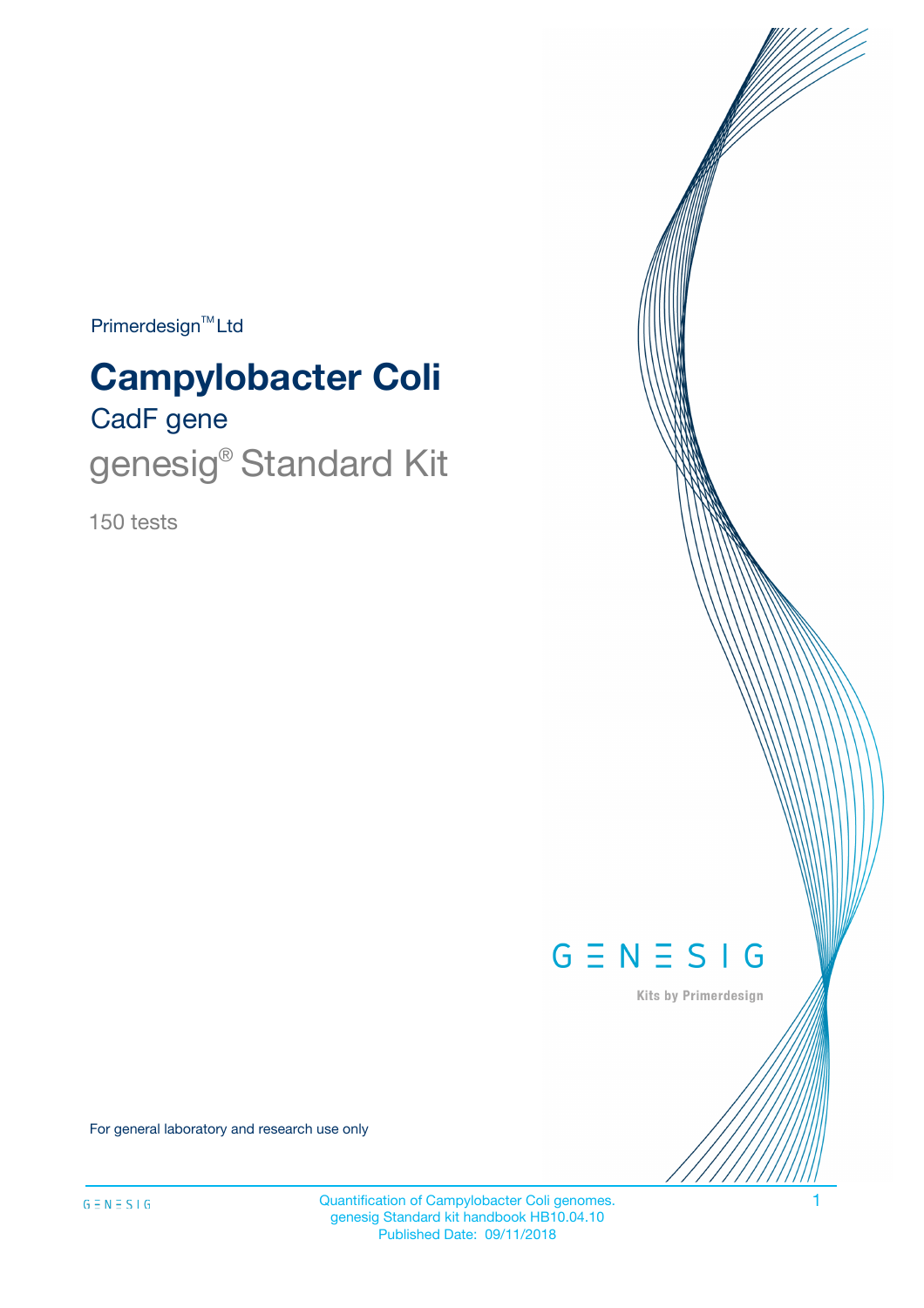Primerdesign™ Ltd

# Campylobacter Coli

## CadF gene

## genesig® Standard Kit

150 tests

GENESIG

Kits by Primerdesign

For general laboratory and research use only

Quantification of Campylobacter Coli genomes.
genesig Standard kit handbook HB10.04.10
Published Date: 09/11/2018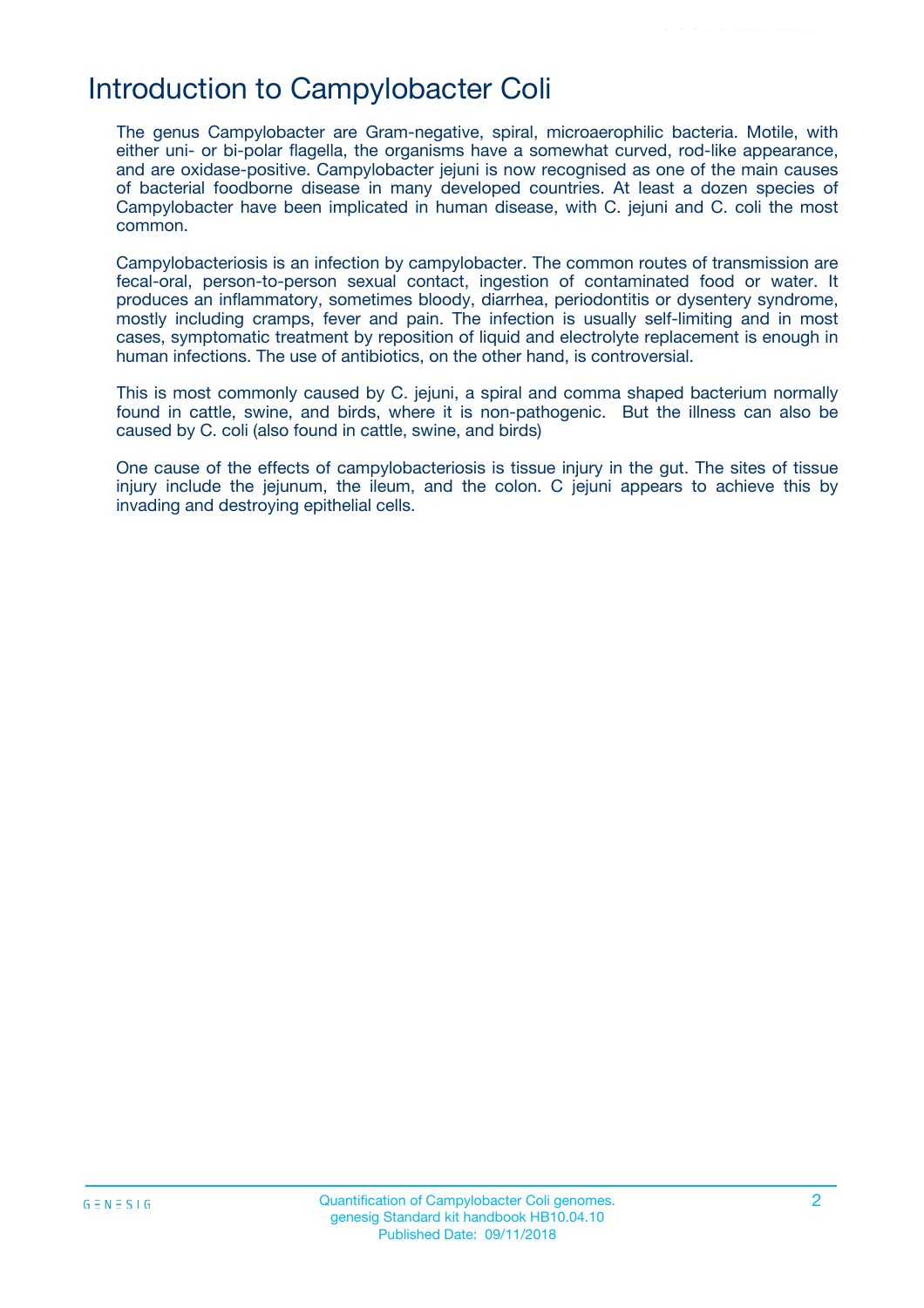# Introduction to Campylobacter Coli

The genus Campylobacter are Gram-negative, spiral, microaerophilic bacteria. Motile, with either uni- or bi-polar flagella, the organisms have a somewhat curved, rod-like appearance, and are oxidase-positive. Campylobacter jejuni is now recognised as one of the main causes of bacterial foodborne disease in many developed countries. At least a dozen species of Campylobacter have been implicated in human disease, with C. jejuni and C. coli the most common.

Campylobacteriosis is an infection by campylobacter. The common routes of transmission are fecal-oral, person-to-person sexual contact, ingestion of contaminated food or water. It produces an inflammatory, sometimes bloody, diarrhea, periodontitis or dysentery syndrome, mostly including cramps, fever and pain. The infection is usually self-limiting and in most cases, symptomatic treatment by reposition of liquid and electrolyte replacement is enough in human infections. The use of antibiotics, on the other hand, is controversial.

This is most commonly caused by C. jejuni, a spiral and comma shaped bacterium normally found in cattle, swine, and birds, where it is non-pathogenic. But the illness can also be caused by C. coli (also found in cattle, swine, and birds)

One cause of the effects of campylobacteriosis is tissue injury in the gut. The sites of tissue injury include the jejunum, the ileum, and the colon. C jejuni appears to achieve this by invading and destroying epithelial cells.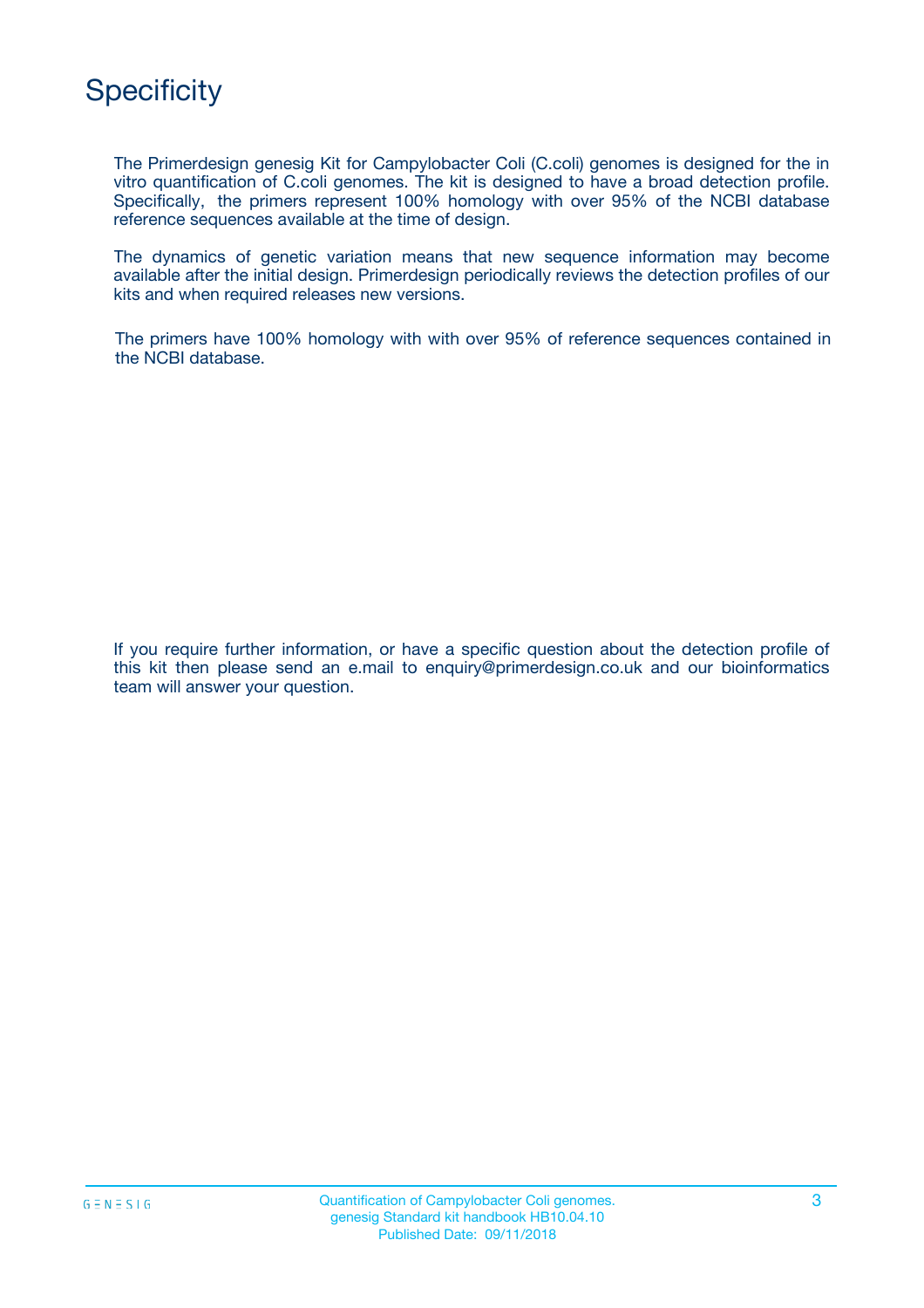# Specificity

The Primerdesign genesig Kit for Campylobacter Coli (C.coli) genomes is designed for the in vitro quantification of C.coli genomes. The kit is designed to have a broad detection profile. Specifically, the primers represent 100% homology with over 95% of the NCBI database reference sequences available at the time of design.

The dynamics of genetic variation means that new sequence information may become available after the initial design. Primerdesign periodically reviews the detection profiles of our kits and when required releases new versions.

The primers have 100% homology with with over 95% of reference sequences contained in the NCBI database.

If you require further information, or have a specific question about the detection profile of this kit then please send an e.mail to enquiry@primerdesign.co.uk and our bioinformatics team will answer your question.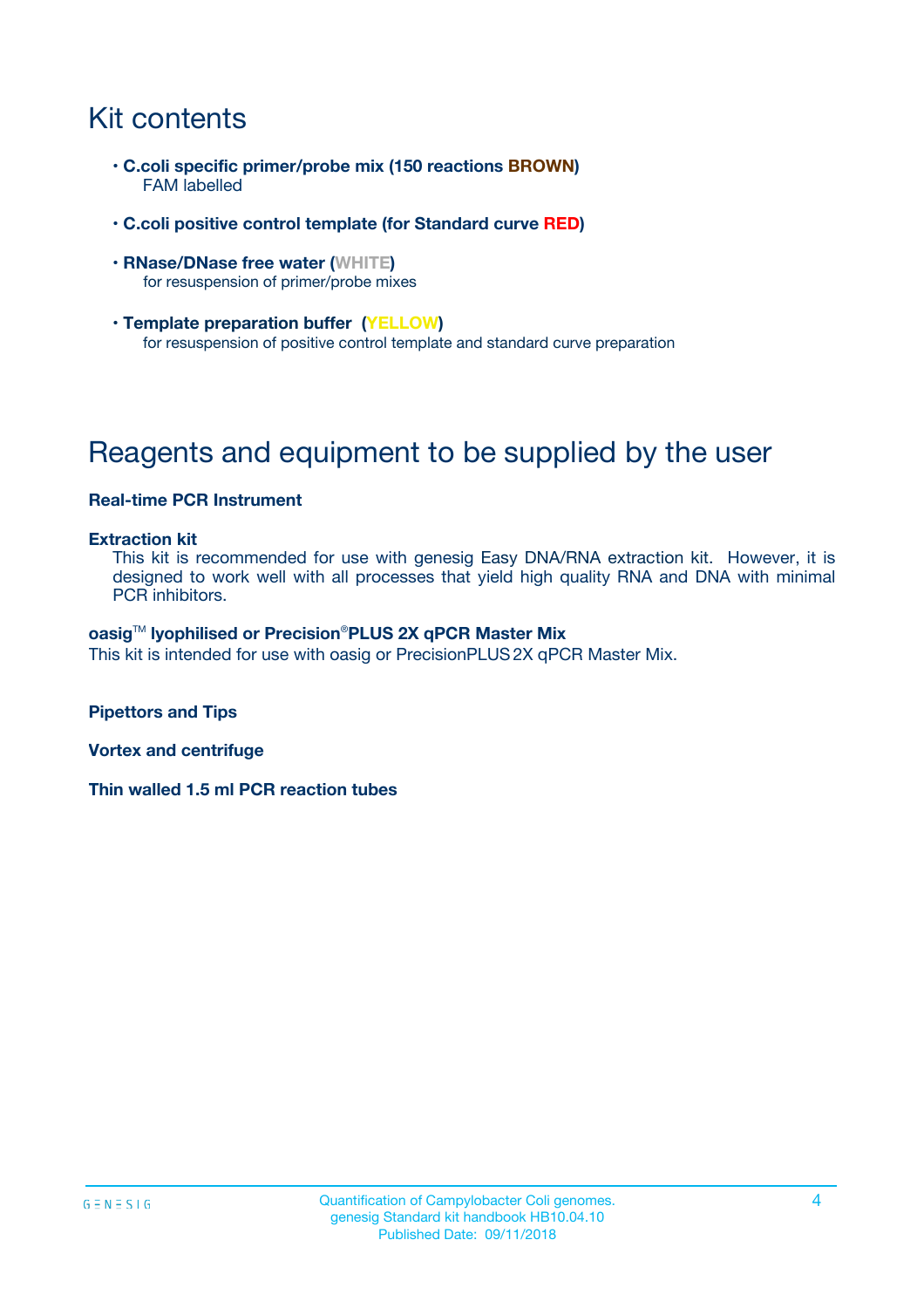# Kit contents

- **C.coli specific primer/probe mix (150 reactions BROWN)**
  FAM labelled
- **C.coli positive control template (for Standard curve RED)**
- **RNase/DNase free water (WHITE)**
  for resuspension of primer/probe mixes
- **Template preparation buffer (YELLOW)**
  for resuspension of positive control template and standard curve preparation

# Reagents and equipment to be supplied by the user

**Real-time PCR Instrument**

**Extraction kit**

This kit is recommended for use with genesig Easy DNA/RNA extraction kit. However, it is designed to work well with all processes that yield high quality RNA and DNA with minimal PCR inhibitors.

**oasig™ lyophilised or Precision®PLUS 2X qPCR Master Mix**

This kit is intended for use with oasig or PrecisionPLUS 2X qPCR Master Mix.

**Pipettors and Tips**

**Vortex and centrifuge**

**Thin walled 1.5 ml PCR reaction tubes**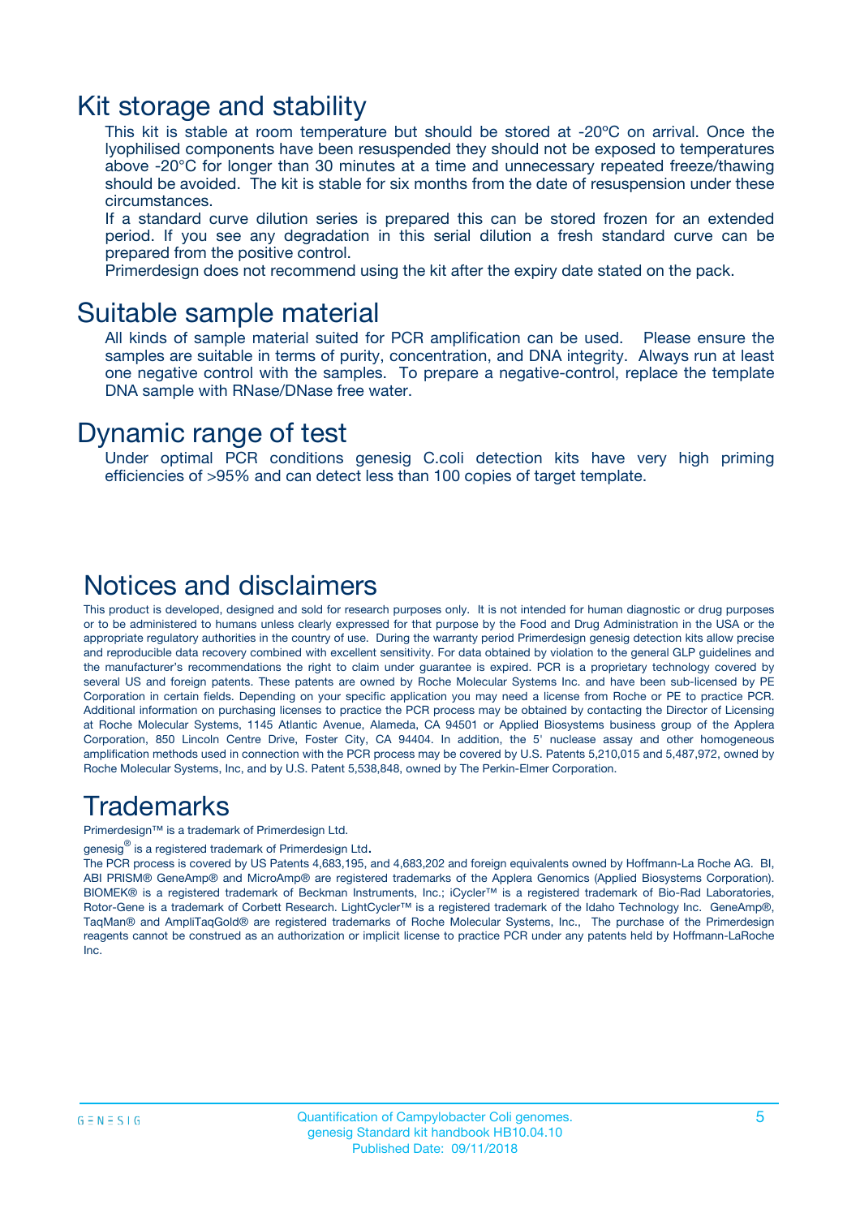# Kit storage and stability

This kit is stable at room temperature but should be stored at -20ºC on arrival. Once the lyophilised components have been resuspended they should not be exposed to temperatures above -20°C for longer than 30 minutes at a time and unnecessary repeated freeze/thawing should be avoided. The kit is stable for six months from the date of resuspension under these circumstances.

If a standard curve dilution series is prepared this can be stored frozen for an extended period. If you see any degradation in this serial dilution a fresh standard curve can be prepared from the positive control.

Primerdesign does not recommend using the kit after the expiry date stated on the pack.

# Suitable sample material

All kinds of sample material suited for PCR amplification can be used. Please ensure the samples are suitable in terms of purity, concentration, and DNA integrity. Always run at least one negative control with the samples. To prepare a negative-control, replace the template DNA sample with RNase/DNase free water.

# Dynamic range of test

Under optimal PCR conditions genesig C.coli detection kits have very high priming efficiencies of >95% and can detect less than 100 copies of target template.

# Notices and disclaimers

This product is developed, designed and sold for research purposes only. It is not intended for human diagnostic or drug purposes or to be administered to humans unless clearly expressed for that purpose by the Food and Drug Administration in the USA or the appropriate regulatory authorities in the country of use. During the warranty period Primerdesign genesig detection kits allow precise and reproducible data recovery combined with excellent sensitivity. For data obtained by violation to the general GLP guidelines and the manufacturer's recommendations the right to claim under guarantee is expired. PCR is a proprietary technology covered by several US and foreign patents. These patents are owned by Roche Molecular Systems Inc. and have been sub-licensed by PE Corporation in certain fields. Depending on your specific application you may need a license from Roche or PE to practice PCR. Additional information on purchasing licenses to practice the PCR process may be obtained by contacting the Director of Licensing at Roche Molecular Systems, 1145 Atlantic Avenue, Alameda, CA 94501 or Applied Biosystems business group of the Applera Corporation, 850 Lincoln Centre Drive, Foster City, CA 94404. In addition, the 5' nuclease assay and other homogeneous amplification methods used in connection with the PCR process may be covered by U.S. Patents 5,210,015 and 5,487,972, owned by Roche Molecular Systems, Inc, and by U.S. Patent 5,538,848, owned by The Perkin-Elmer Corporation.

# Trademarks

Primerdesign™ is a trademark of Primerdesign Ltd.

genesig® is a registered trademark of Primerdesign Ltd.

The PCR process is covered by US Patents 4,683,195, and 4,683,202 and foreign equivalents owned by Hoffmann-La Roche AG. BI, ABI PRISM® GeneAmp® and MicroAmp® are registered trademarks of the Applera Genomics (Applied Biosystems Corporation). BIOMEK® is a registered trademark of Beckman Instruments, Inc.; iCycler™ is a registered trademark of Bio-Rad Laboratories, Rotor-Gene is a trademark of Corbett Research. LightCycler™ is a registered trademark of the Idaho Technology Inc. GeneAmp®, TaqMan® and AmpliTaqGold® are registered trademarks of Roche Molecular Systems, Inc., The purchase of the Primerdesign reagents cannot be construed as an authorization or implicit license to practice PCR under any patents held by Hoffmann-LaRoche Inc.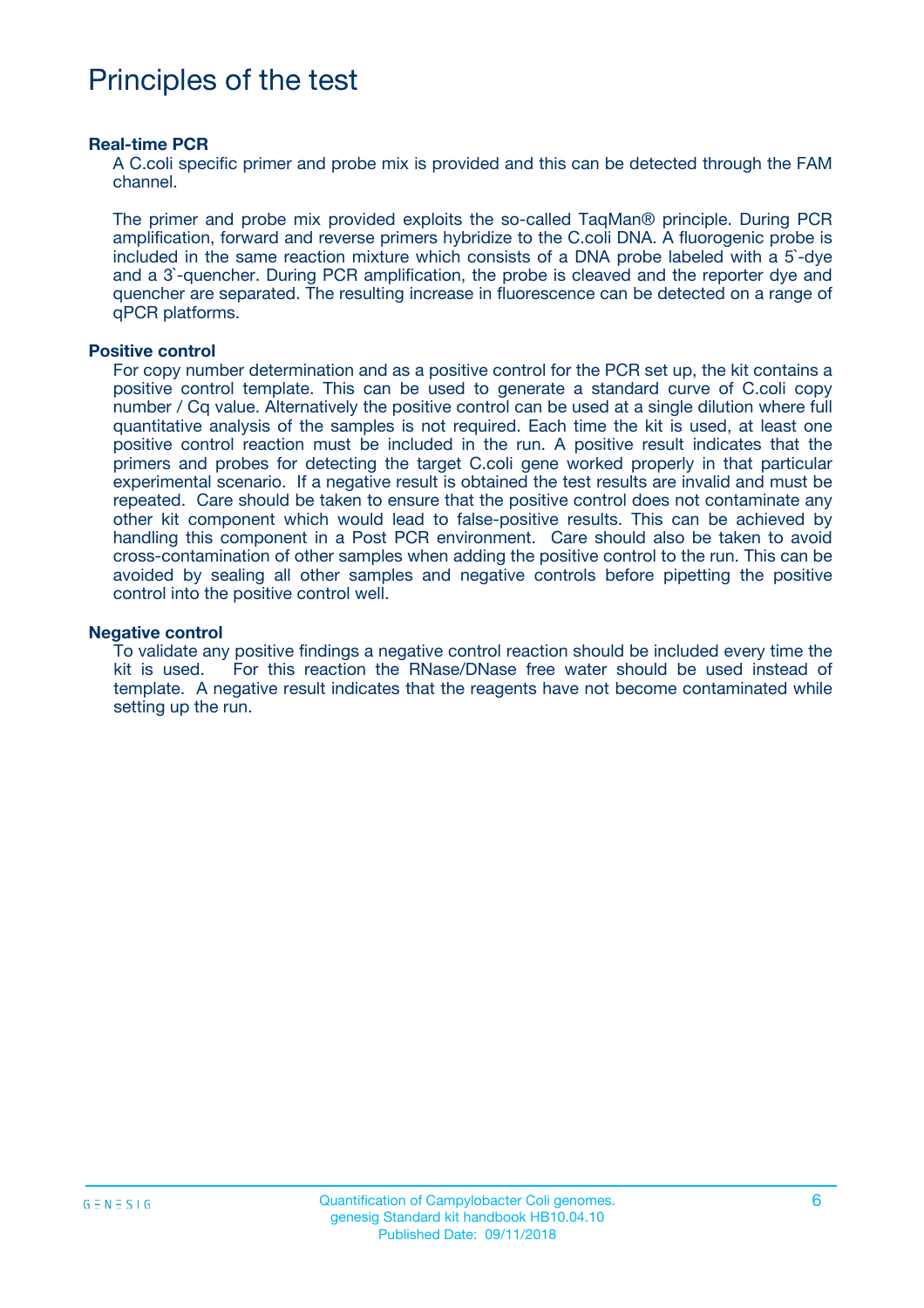# Principles of the test

**Real-time PCR**

A C.coli specific primer and probe mix is provided and this can be detected through the FAM channel.

The primer and probe mix provided exploits the so-called TaqMan® principle. During PCR amplification, forward and reverse primers hybridize to the C.coli DNA. A fluorogenic probe is included in the same reaction mixture which consists of a DNA probe labeled with a 5`-dye and a 3`-quencher. During PCR amplification, the probe is cleaved and the reporter dye and quencher are separated. The resulting increase in fluorescence can be detected on a range of qPCR platforms.

**Positive control**

For copy number determination and as a positive control for the PCR set up, the kit contains a positive control template. This can be used to generate a standard curve of C.coli copy number / Cq value. Alternatively the positive control can be used at a single dilution where full quantitative analysis of the samples is not required. Each time the kit is used, at least one positive control reaction must be included in the run. A positive result indicates that the primers and probes for detecting the target C.coli gene worked properly in that particular experimental scenario. If a negative result is obtained the test results are invalid and must be repeated. Care should be taken to ensure that the positive control does not contaminate any other kit component which would lead to false-positive results. This can be achieved by handling this component in a Post PCR environment. Care should also be taken to avoid cross-contamination of other samples when adding the positive control to the run. This can be avoided by sealing all other samples and negative controls before pipetting the positive control into the positive control well.

**Negative control**

To validate any positive findings a negative control reaction should be included every time the kit is used. For this reaction the RNase/DNase free water should be used instead of template. A negative result indicates that the reagents have not become contaminated while setting up the run.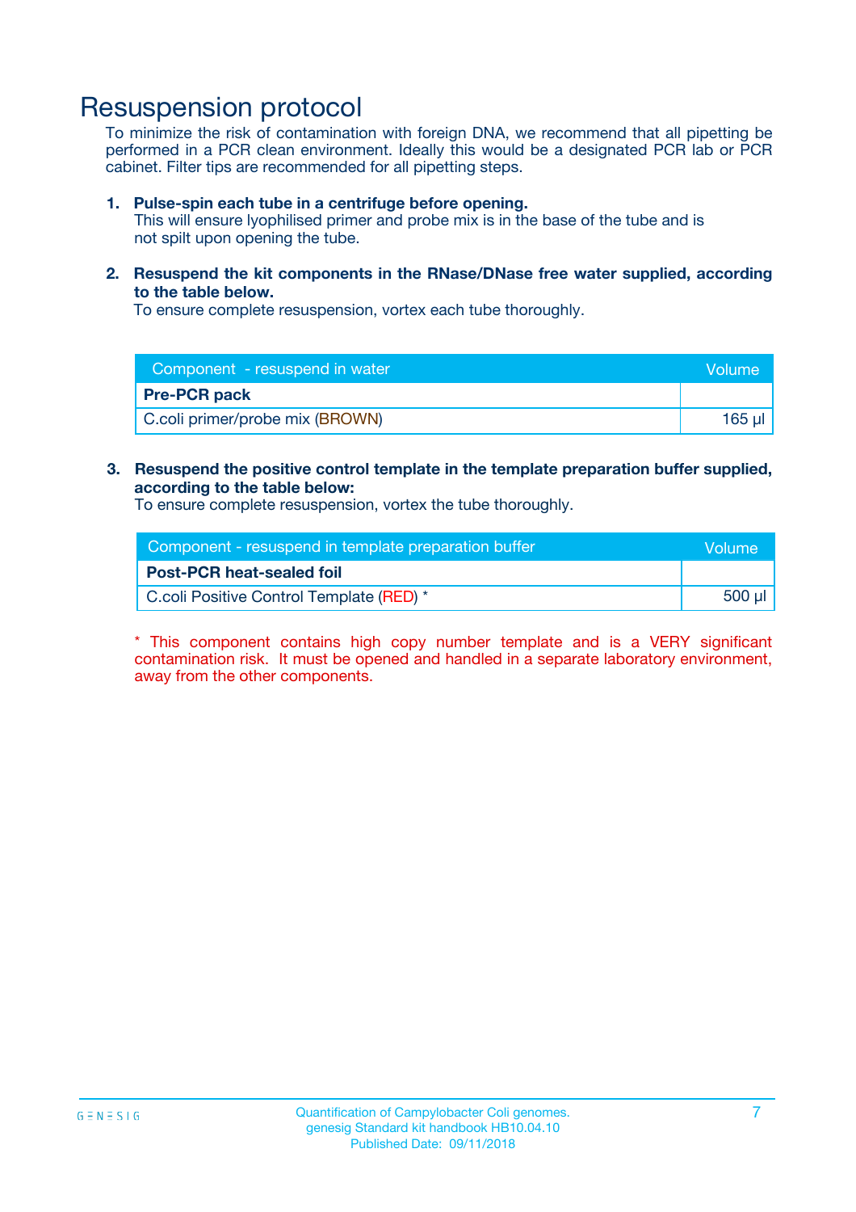# Resuspension protocol

To minimize the risk of contamination with foreign DNA, we recommend that all pipetting be performed in a PCR clean environment. Ideally this would be a designated PCR lab or PCR cabinet. Filter tips are recommended for all pipetting steps.

1. **Pulse-spin each tube in a centrifuge before opening.**
   This will ensure lyophilised primer and probe mix is in the base of the tube and is not spilt upon opening the tube.

2. **Resuspend the kit components in the RNase/DNase free water supplied, according to the table below.**
   To ensure complete resuspension, vortex each tube thoroughly.

| Component - resuspend in water | Volume |
|---|---|
| **Pre-PCR pack** | |
| C.coli primer/probe mix (BROWN) | 165 µl |

3. **Resuspend the positive control template in the template preparation buffer supplied, according to the table below:**
   To ensure complete resuspension, vortex the tube thoroughly.

| Component - resuspend in template preparation buffer | Volume |
|---|---|
| **Post-PCR heat-sealed foil** | |
| C.coli Positive Control Template (RED) * | 500 µl |

* This component contains high copy number template and is a VERY significant contamination risk. It must be opened and handled in a separate laboratory environment, away from the other components.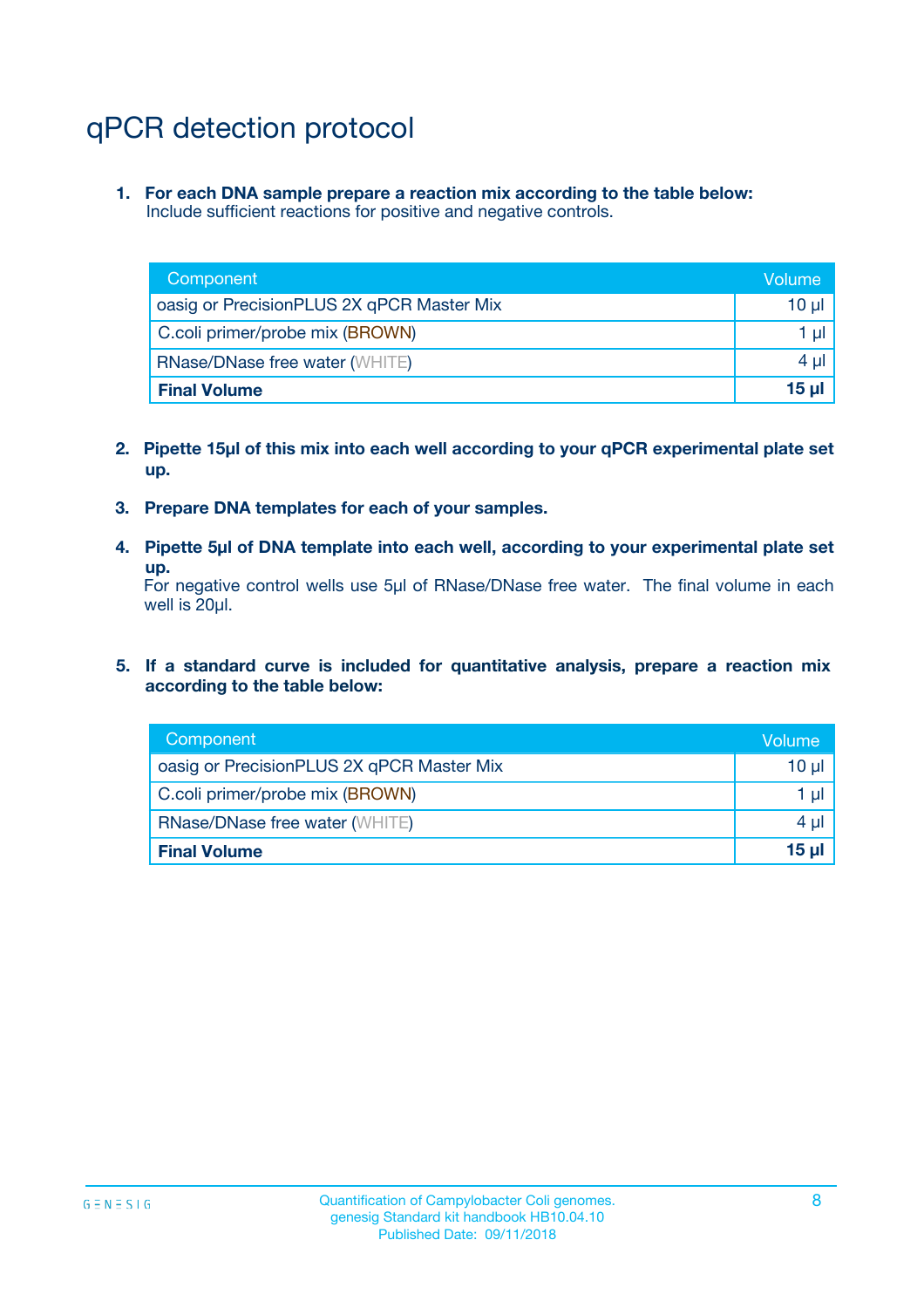# qPCR detection protocol

1. **For each DNA sample prepare a reaction mix according to the table below:**
   Include sufficient reactions for positive and negative controls.

| Component | Volume |
|---|---|
| oasig or PrecisionPLUS 2X qPCR Master Mix | 10 µl |
| C.coli primer/probe mix (BROWN) | 1 µl |
| RNase/DNase free water (WHITE) | 4 µl |
| **Final Volume** | **15 µl** |

2. **Pipette 15µl of this mix into each well according to your qPCR experimental plate set up.**

3. **Prepare DNA templates for each of your samples.**

4. **Pipette 5µl of DNA template into each well, according to your experimental plate set up.**
   For negative control wells use 5µl of RNase/DNase free water. The final volume in each well is 20µl.

5. **If a standard curve is included for quantitative analysis, prepare a reaction mix according to the table below:**

| Component | Volume |
|---|---|
| oasig or PrecisionPLUS 2X qPCR Master Mix | 10 µl |
| C.coli primer/probe mix (BROWN) | 1 µl |
| RNase/DNase free water (WHITE) | 4 µl |
| **Final Volume** | **15 µl** |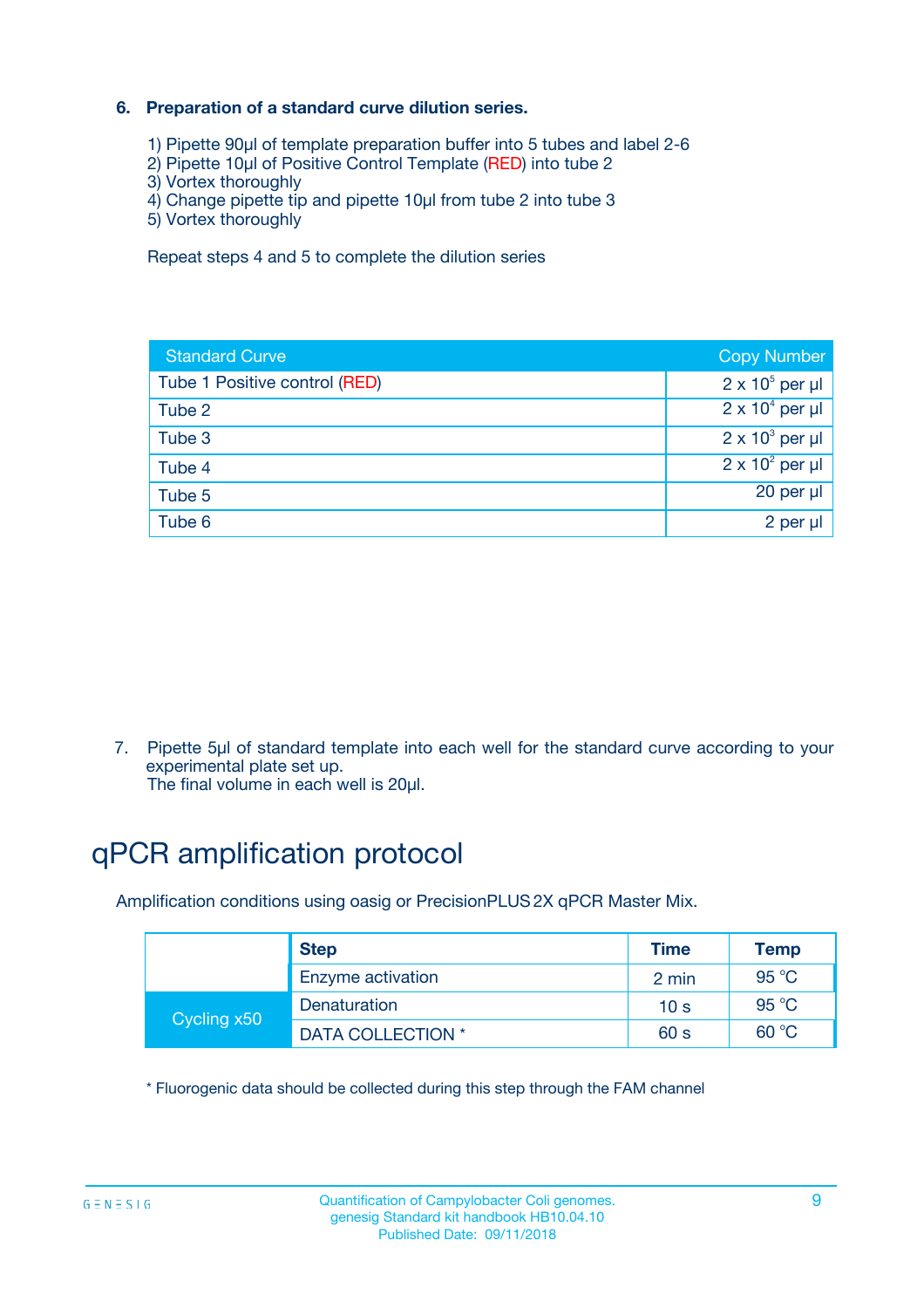### 6. Preparation of a standard curve dilution series.

1) Pipette 90µl of template preparation buffer into 5 tubes and label 2-6
2) Pipette 10µl of Positive Control Template (RED) into tube 2
3) Vortex thoroughly
4) Change pipette tip and pipette 10µl from tube 2 into tube 3
5) Vortex thoroughly

Repeat steps 4 and 5 to complete the dilution series

| Standard Curve | Copy Number |
|---|---|
| Tube 1 Positive control (RED) | $2 \times 10^5$ per µl |
| Tube 2 | $2 \times 10^4$ per µl |
| Tube 3 | $2 \times 10^3$ per µl |
| Tube 4 | $2 \times 10^2$ per µl |
| Tube 5 | 20 per µl |
| Tube 6 | 2 per µl |

7. Pipette 5µl of standard template into each well for the standard curve according to your experimental plate set up.
The final volume in each well is 20µl.

# qPCR amplification protocol

Amplification conditions using oasig or PrecisionPLUS 2X qPCR Master Mix.

| | Step | Time | Temp |
|---|---|---|---|
| | Enzyme activation | 2 min | 95 °C |
| Cycling x50 | Denaturation | 10 s | 95 °C |
| | DATA COLLECTION * | 60 s | 60 °C |

* Fluorogenic data should be collected during this step through the FAM channel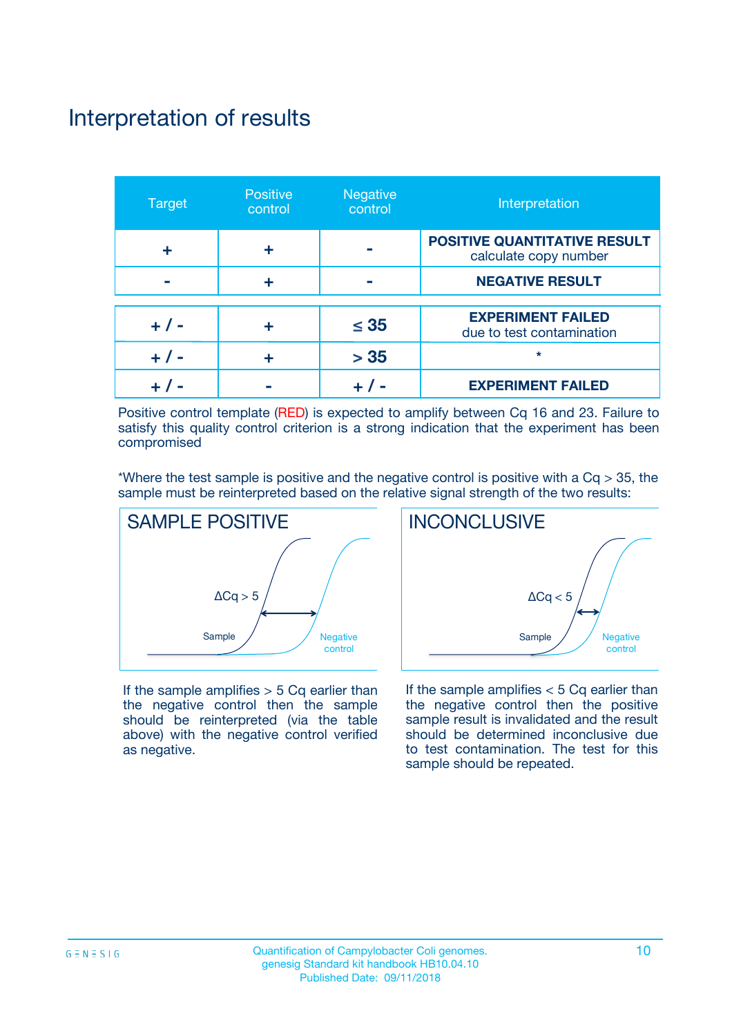# Interpretation of results

| Target | Positive control | Negative control | Interpretation |
|---|---|---|---|
| + | + | - | **POSITIVE QUANTITATIVE RESULT** calculate copy number |
| - | + | - | **NEGATIVE RESULT** |
| + / - | + | ≤ 35 | **EXPERIMENT FAILED** due to test contamination |
| + / - | + | > 35 | * |
| + / - | - | + / - | **EXPERIMENT FAILED** |

Positive control template (RED) is expected to amplify between Cq 16 and 23. Failure to satisfy this quality control criterion is a strong indication that the experiment has been compromised

*Where the test sample is positive and the negative control is positive with a Cq > 35, the sample must be reinterpreted based on the relative signal strength of the two results:

## SAMPLE POSITIVE

ΔCq > 5

Sample

Negative control

If the sample amplifies > 5 Cq earlier than the negative control then the sample should be reinterpreted (via the table above) with the negative control verified as negative.

## INCONCLUSIVE

ΔCq < 5

Sample

Negative control

If the sample amplifies < 5 Cq earlier than the negative control then the positive sample result is invalidated and the result should be determined inconclusive due to test contamination. The test for this sample should be repeated.